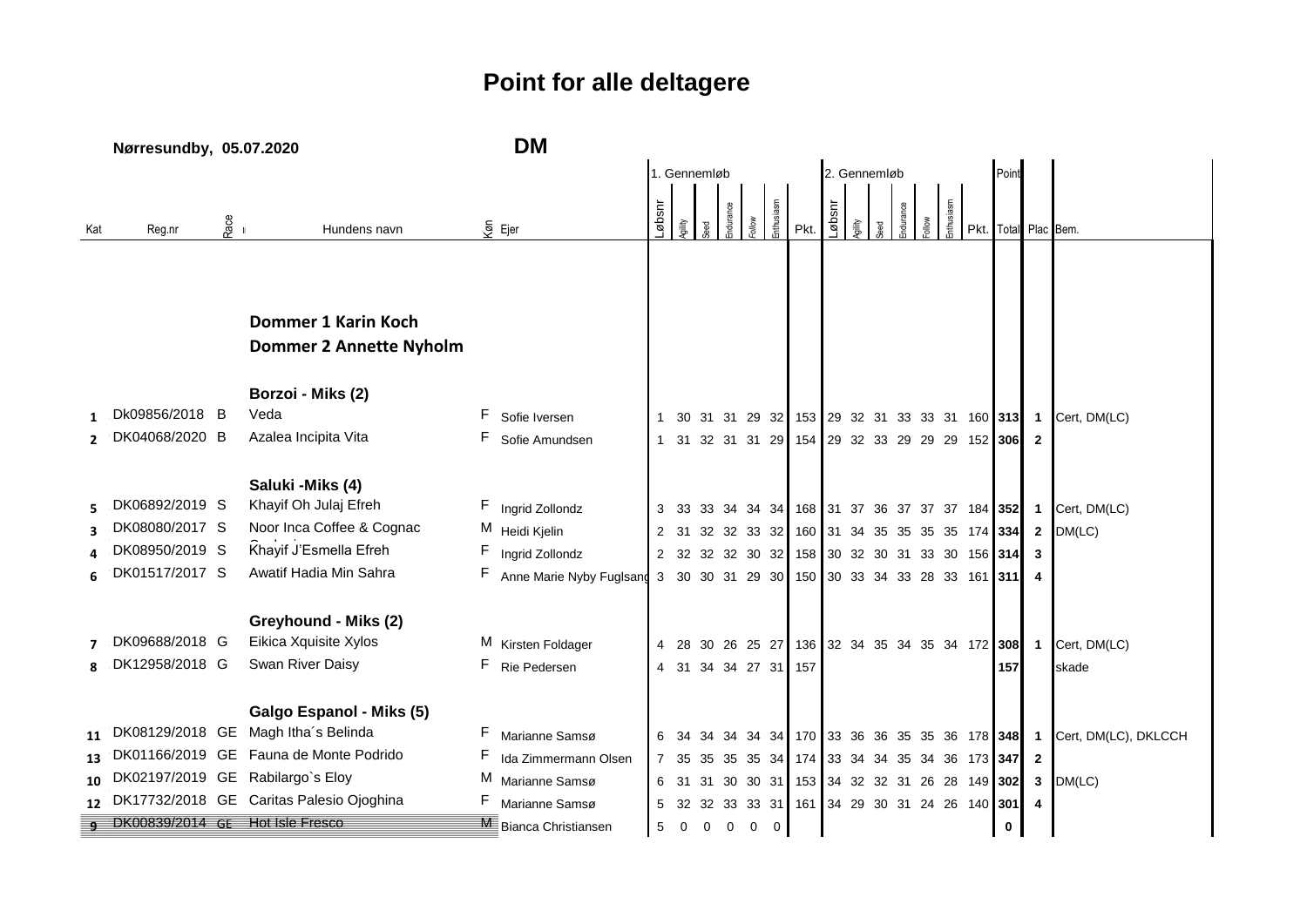# Point for alle deltagere

**Nørresundby, 05.07.2020** **DM**

**Dommer 1 Karin Koch**
**Dommer 2 Annette Nyholm**

| Kat | Reg.nr | Race | Hundens navn | Køn | Ejer | 1. Gennemløb Løbsnr | Agility | Seed | Endurance | Follow | Enthusiasm | Pkt. | 2. Gennemløb Løbsnr | Agility | Seed | Endurance | Follow | Enthusiasm | Pkt. | Point Total | Plac | Bem. |
|---|---|---|---|---|---|---|---|---|---|---|---|---|---|---|---|---|---|---|---|---|---|---|
| | | | **Borzoi - Miks (2)** | | | | | | | | | | | | | | | | | | | |
| 1 | Dk09856/2018 | B | Veda | F | Sofie Iversen | 1 | 30 | 31 | 31 | 29 | 32 | 153 | 29 | 32 | 31 | 33 | 33 | 31 | 160 | **313** | 1 | Cert, DM(LC) |
| 2 | DK04068/2020 | B | Azalea Incipita Vita | F | Sofie Amundsen | 1 | 31 | 32 | 31 | 31 | 29 | 154 | 29 | 32 | 33 | 29 | 29 | 29 | 152 | **306** | 2 | |
| | | | **Saluki -Miks (4)** | | | | | | | | | | | | | | | | | | | |
| 5 | DK06892/2019 | S | Khayif Oh Julaj Efreh | F | Ingrid Zollondz | 3 | 33 | 33 | 34 | 34 | 34 | 168 | 31 | 37 | 36 | 37 | 37 | 37 | 184 | **352** | 1 | Cert, DM(LC) |
| 3 | DK08080/2017 | S | Noor Inca Coffee & Cognac | M | Heidi Kjelin | 2 | 31 | 32 | 32 | 33 | 32 | 160 | 31 | 34 | 35 | 35 | 35 | 35 | 174 | **334** | 2 | DM(LC) |
| 4 | DK08950/2019 | S | Khayif J'Esmella Efreh | F | Ingrid Zollondz | 2 | 32 | 32 | 32 | 30 | 32 | 158 | 30 | 32 | 30 | 31 | 33 | 30 | 156 | **314** | 3 | |
| 6 | DK01517/2017 | S | Awatif Hadia Min Sahra | F | Anne Marie Nyby Fuglsang | 3 | 30 | 30 | 31 | 29 | 30 | 150 | 30 | 33 | 34 | 33 | 28 | 33 | 161 | **311** | 4 | |
| | | | **Greyhound - Miks (2)** | | | | | | | | | | | | | | | | | | | |
| 7 | DK09688/2018 | G | Eikica Xquisite Xylos | M | Kirsten Foldager | 4 | 28 | 30 | 26 | 25 | 27 | 136 | 32 | 34 | 35 | 34 | 35 | 34 | 172 | **308** | 1 | Cert, DM(LC) |
| 8 | DK12958/2018 | G | Swan River Daisy | F | Rie Pedersen | 4 | 31 | 34 | 34 | 27 | 31 | 157 | | | | | | | | **157** | | skade |
| | | | **Galgo Espanol - Miks (5)** | | | | | | | | | | | | | | | | | | | |
| 11 | DK08129/2018 | GE | Magh Itha´s Belinda | F | Marianne Samsø | 6 | 34 | 34 | 34 | 34 | 34 | 170 | 33 | 36 | 36 | 35 | 35 | 36 | 178 | **348** | 1 | Cert, DM(LC), DKLCCH |
| 13 | DK01166/2019 | GE | Fauna de Monte Podrido | F | Ida Zimmermann Olsen | 7 | 35 | 35 | 35 | 35 | 34 | 174 | 33 | 34 | 34 | 35 | 34 | 36 | 173 | **347** | 2 | |
| 10 | DK02197/2019 | GE | Rabilargo`s Eloy | M | Marianne Samsø | 6 | 31 | 31 | 30 | 30 | 31 | 153 | 34 | 32 | 32 | 31 | 26 | 28 | 149 | **302** | 3 | DM(LC) |
| 12 | DK17732/2018 | GE | Caritas Palesio Ojoghina | F | Marianne Samsø | 5 | 32 | 32 | 33 | 33 | 31 | 161 | 34 | 29 | 30 | 31 | 24 | 26 | 140 | **301** | 4 | |
| ~~9~~ | ~~DK00839/2014~~ | ~~GE~~ | ~~Hot Isle Fresco~~ | ~~M~~ | Bianca Christiansen | 5 | 0 | 0 | 0 | 0 | 0 | | | | | | | | | **0** | | |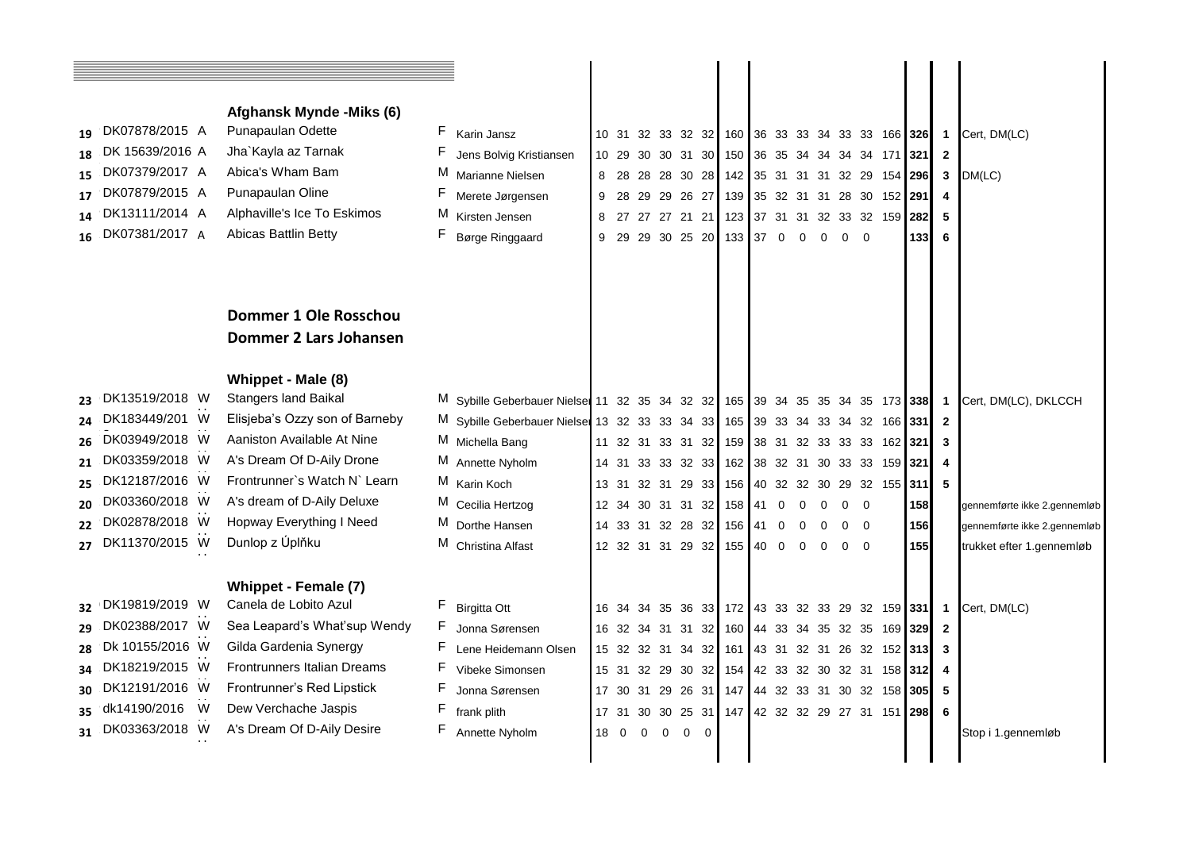### Afghansk Mynde -Miks (6)

| Nr | Reg.nr | Race | Navn | Køn | Ejer | | | | | | | Sum 1 | | | | | | | Sum 2 | Total | Plac. | Bemærkning |
|---|---|---|---|---|---|---|---|---|---|---|---|---|---|---|---|---|---|---|---|---|---|---|
| 19 | DK07878/2015 | A | Punapaulan Odette | F | Karin Jansz | 10 | 31 | 32 | 33 | 32 | 32 | 160 | 36 | 33 | 33 | 34 | 33 | 33 | 166 | 326 | 1 | Cert, DM(LC) |
| 18 | DK 15639/2016 | A | Jha`Kayla az Tarnak | F | Jens Bolvig Kristiansen | 10 | 29 | 30 | 30 | 31 | 30 | 150 | 36 | 35 | 34 | 34 | 34 | 34 | 171 | 321 | 2 | |
| 15 | DK07379/2017 | A | Abica's Wham Bam | M | Marianne Nielsen | 8 | 28 | 28 | 28 | 30 | 28 | 142 | 35 | 31 | 31 | 31 | 32 | 29 | 154 | 296 | 3 | DM(LC) |
| 17 | DK07879/2015 | A | Punapaulan Oline | F | Merete Jørgensen | 9 | 28 | 29 | 29 | 26 | 27 | 139 | 35 | 32 | 31 | 31 | 28 | 30 | 152 | 291 | 4 | |
| 14 | DK13111/2014 | A | Alphaville's Ice To Eskimos | M | Kirsten Jensen | 8 | 27 | 27 | 27 | 21 | 21 | 123 | 37 | 31 | 31 | 32 | 33 | 32 | 159 | 282 | 5 | |
| 16 | DK07381/2017 | A | Abicas Battlin Betty | F | Børge Ringgaard | 9 | 29 | 29 | 30 | 25 | 20 | 133 | 37 | 0 | 0 | 0 | 0 | 0 | | 133 | 6 | |

**Dommer 1 Ole Rosschou**

**Dommer 2 Lars Johansen**

### Whippet - Male (8)

| Nr | Reg.nr | Race | Navn | Køn | Ejer | | | | | | | Sum 1 | | | | | | | Sum 2 | Total | Plac. | Bemærkning |
|---|---|---|---|---|---|---|---|---|---|---|---|---|---|---|---|---|---|---|---|---|---|---|
| 23 | DK13519/2018 | W | Stangers land Baikal | M | Sybille Geberbauer Nielsen | 11 | 32 | 35 | 34 | 32 | 32 | 165 | 39 | 34 | 35 | 35 | 34 | 35 | 173 | 338 | 1 | Cert, DM(LC), DKLCCH |
| 24 | DK183449/201 | W | Elisjeba's Ozzy son of Barneby | M | Sybille Geberbauer Nielsen | 13 | 32 | 33 | 33 | 34 | 33 | 165 | 39 | 33 | 34 | 33 | 34 | 32 | 166 | 331 | 2 | |
| 26 | DK03949/2018 | W | Aaniston Available At Nine | M | Michella Bang | 11 | 32 | 31 | 33 | 31 | 32 | 159 | 38 | 31 | 32 | 33 | 33 | 33 | 162 | 321 | 3 | |
| 21 | DK03359/2018 | W | A's Dream Of D-Aily Drone | M | Annette Nyholm | 14 | 31 | 33 | 33 | 32 | 33 | 162 | 38 | 32 | 31 | 30 | 33 | 33 | 159 | 321 | 4 | |
| 25 | DK12187/2016 | W | Frontrunner`s Watch N` Learn | M | Karin Koch | 13 | 31 | 32 | 31 | 29 | 33 | 156 | 40 | 32 | 32 | 30 | 29 | 32 | 155 | 311 | 5 | |
| 20 | DK03360/2018 | W | A's dream of D-Aily Deluxe | M | Cecilia Hertzog | 12 | 34 | 30 | 31 | 31 | 32 | 158 | 41 | 0 | 0 | 0 | 0 | 0 | | 158 | | gennemførte ikke 2.gennemløb |
| 22 | DK02878/2018 | W | Hopway Everything I Need | M | Dorthe Hansen | 14 | 33 | 31 | 32 | 28 | 32 | 156 | 41 | 0 | 0 | 0 | 0 | 0 | | 156 | | gennemførte ikke 2.gennemløb |
| 27 | DK11370/2015 | W | Dunlop z Úplňku | M | Christina Alfast | 12 | 32 | 31 | 31 | 29 | 32 | 155 | 40 | 0 | 0 | 0 | 0 | 0 | | 155 | | trukket efter 1.gennemløb |

### Whippet - Female (7)

| Nr | Reg.nr | Race | Navn | Køn | Ejer | | | | | | | Sum 1 | | | | | | | Sum 2 | Total | Plac. | Bemærkning |
|---|---|---|---|---|---|---|---|---|---|---|---|---|---|---|---|---|---|---|---|---|---|---|
| 32 | DK19819/2019 | W | Canela de Lobito Azul | F | Birgitta Ott | 16 | 34 | 34 | 35 | 36 | 33 | 172 | 43 | 33 | 32 | 33 | 29 | 32 | 159 | 331 | 1 | Cert, DM(LC) |
| 29 | DK02388/2017 | W | Sea Leapard's What'sup Wendy | F | Jonna Sørensen | 16 | 32 | 34 | 31 | 31 | 32 | 160 | 44 | 33 | 34 | 35 | 32 | 35 | 169 | 329 | 2 | |
| 28 | Dk 10155/2016 | W | Gilda Gardenia Synergy | F | Lene Heidemann Olsen | 15 | 32 | 32 | 31 | 34 | 32 | 161 | 43 | 31 | 32 | 31 | 26 | 32 | 152 | 313 | 3 | |
| 34 | DK18219/2015 | W | Frontrunners Italian Dreams | F | Vibeke Simonsen | 15 | 31 | 32 | 29 | 30 | 32 | 154 | 42 | 33 | 32 | 30 | 32 | 31 | 158 | 312 | 4 | |
| 30 | DK12191/2016 | W | Frontrunner's Red Lipstick | F | Jonna Sørensen | 17 | 30 | 31 | 29 | 26 | 31 | 147 | 44 | 32 | 33 | 31 | 30 | 32 | 158 | 305 | 5 | |
| 35 | dk14190/2016 | W | Dew Verchache Jaspis | F | frank plith | 17 | 31 | 30 | 30 | 25 | 31 | 147 | 42 | 32 | 32 | 29 | 27 | 31 | 151 | 298 | 6 | |
| 31 | DK03363/2018 | W | A's Dream Of D-Aily Desire | F | Annette Nyholm | 18 | 0 | 0 | 0 | 0 | 0 | | | | | | | | | | | Stop i 1.gennemløb |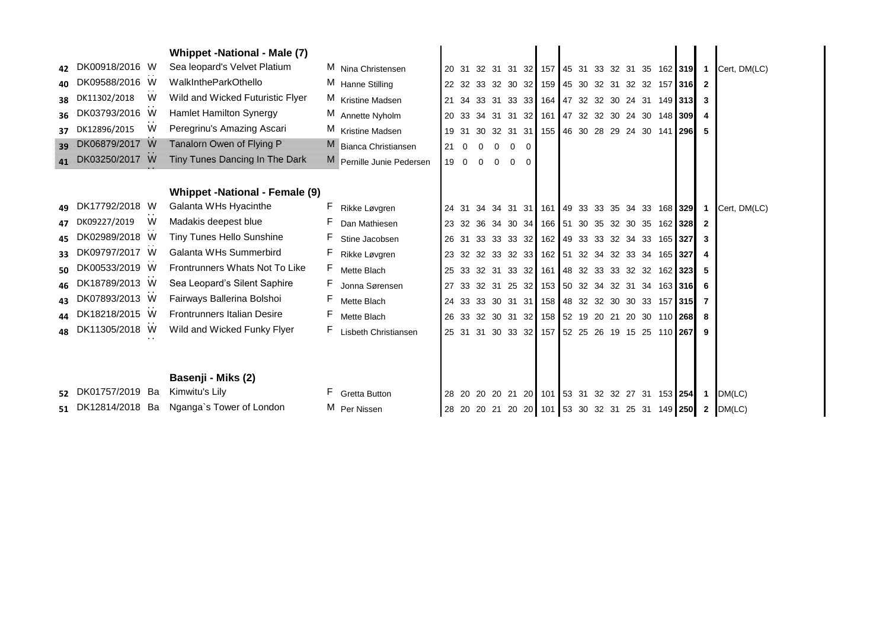| | | | | | | | | | | | | | | | | | | | | | | | | | |
|---|---|---|---|---|---|---|---|---|---|---|---|---|---|---|---|---|---|---|---|---|---|---|---|---|---|
| | | | **Whippet -National - Male (7)** | | | | | | | | | | | | | | | | | | | | | | |
| 42 | DK00918/2016 | W | Sea leopard's Velvet Platium | M | Nina Christensen | 20 | 31 | 32 | 31 | 31 | 32 | 157 | 45 | 31 | 33 | 32 | 31 | 35 | 162 | **319** | 1 | Cert, DM(LC) |
| 40 | DK09588/2016 | W | WalkintheParkOthello | M | Hanne Stilling | 22 | 32 | 33 | 32 | 30 | 32 | 159 | 45 | 30 | 32 | 31 | 32 | 32 | 157 | **316** | 2 | |
| 38 | DK11302/2018 | W | Wild and Wicked Futuristic Flyer | M | Kristine Madsen | 21 | 34 | 33 | 31 | 33 | 33 | 164 | 47 | 32 | 32 | 30 | 24 | 31 | 149 | **313** | 3 | |
| 36 | DK03793/2016 | W | Hamlet Hamilton Synergy | M | Annette Nyholm | 20 | 33 | 34 | 31 | 31 | 32 | 161 | 47 | 32 | 32 | 30 | 24 | 30 | 148 | **309** | 4 | |
| 37 | DK12896/2015 | W | Peregrinu's Amazing Ascari | M | Kristine Madsen | 19 | 31 | 30 | 32 | 31 | 31 | 155 | 46 | 30 | 28 | 29 | 24 | 30 | 141 | **296** | 5 | |
| ~~39~~ | ~~DK06879/2017~~ | ~~W~~ | ~~Tanalorn Owen of Flying P~~ | ~~M~~ | Bianca Christiansen | 21 | 0 | 0 | 0 | 0 | 0 | | | | | | | | | | | |
| ~~41~~ | ~~DK03250/2017~~ | ~~W~~ | ~~Tiny Tunes Dancing In The Dark~~ | ~~M~~ | Pernille Junie Pedersen | 19 | 0 | 0 | 0 | 0 | 0 | | | | | | | | | | | |
| | | | **Whippet -National - Female (9)** | | | | | | | | | | | | | | | | | | | | | | |
| 49 | DK17792/2018 | W | Galanta WHs Hyacinthe | F | Rikke Løvgren | 24 | 31 | 34 | 34 | 31 | 31 | 161 | 49 | 33 | 33 | 35 | 34 | 33 | 168 | **329** | 1 | Cert, DM(LC) |
| 47 | DK09227/2019 | W | Madakis deepest blue | F | Dan Mathiesen | 23 | 32 | 36 | 34 | 30 | 34 | 166 | 51 | 30 | 35 | 32 | 30 | 35 | 162 | **328** | 2 | |
| 45 | DK02989/2018 | W | Tiny Tunes Hello Sunshine | F | Stine Jacobsen | 26 | 31 | 33 | 33 | 33 | 32 | 162 | 49 | 33 | 33 | 32 | 34 | 33 | 165 | **327** | 3 | |
| 33 | DK09797/2017 | W | Galanta WHs Summerbird | F | Rikke Løvgren | 23 | 32 | 32 | 33 | 32 | 33 | 162 | 51 | 32 | 34 | 32 | 33 | 34 | 165 | **327** | 4 | |
| 50 | DK00533/2019 | W | Frontrunners Whats Not To Like | F | Mette Blach | 25 | 33 | 32 | 31 | 33 | 32 | 161 | 48 | 32 | 33 | 33 | 32 | 32 | 162 | **323** | 5 | |
| 46 | DK18789/2013 | W | Sea Leopard's Silent Saphire | F | Jonna Sørensen | 27 | 33 | 32 | 31 | 25 | 32 | 153 | 50 | 32 | 34 | 32 | 31 | 34 | 163 | **316** | 6 | |
| 43 | DK07893/2013 | W | Fairways Ballerina Bolshoi | F | Mette Blach | 24 | 33 | 33 | 30 | 31 | 31 | 158 | 48 | 32 | 32 | 30 | 30 | 33 | 157 | **315** | 7 | |
| 44 | DK18218/2015 | W | Frontrunners Italian Desire | F | Mette Blach | 26 | 33 | 32 | 30 | 31 | 32 | 158 | 52 | 19 | 20 | 21 | 20 | 30 | 110 | **268** | 8 | |
| 48 | DK11305/2018 | W | Wild and Wicked Funky Flyer | F | Lisbeth Christiansen | 25 | 31 | 31 | 30 | 33 | 32 | 157 | 52 | 25 | 26 | 19 | 15 | 25 | 110 | **267** | 9 | |
| | | | **Basenji - Miks (2)** | | | | | | | | | | | | | | | | | | | | | | |
| 52 | DK01757/2019 | Ba | Kimwitu's Lily | F | Gretta Button | 28 | 20 | 20 | 20 | 21 | 20 | 101 | 53 | 31 | 32 | 32 | 27 | 31 | 153 | **254** | 1 | DM(LC) |
| 51 | DK12814/2018 | Ba | Nganga`s Tower of London | M | Per Nissen | 28 | 20 | 20 | 21 | 20 | 20 | 101 | 53 | 30 | 32 | 31 | 25 | 31 | 149 | **250** | 2 | DM(LC) |